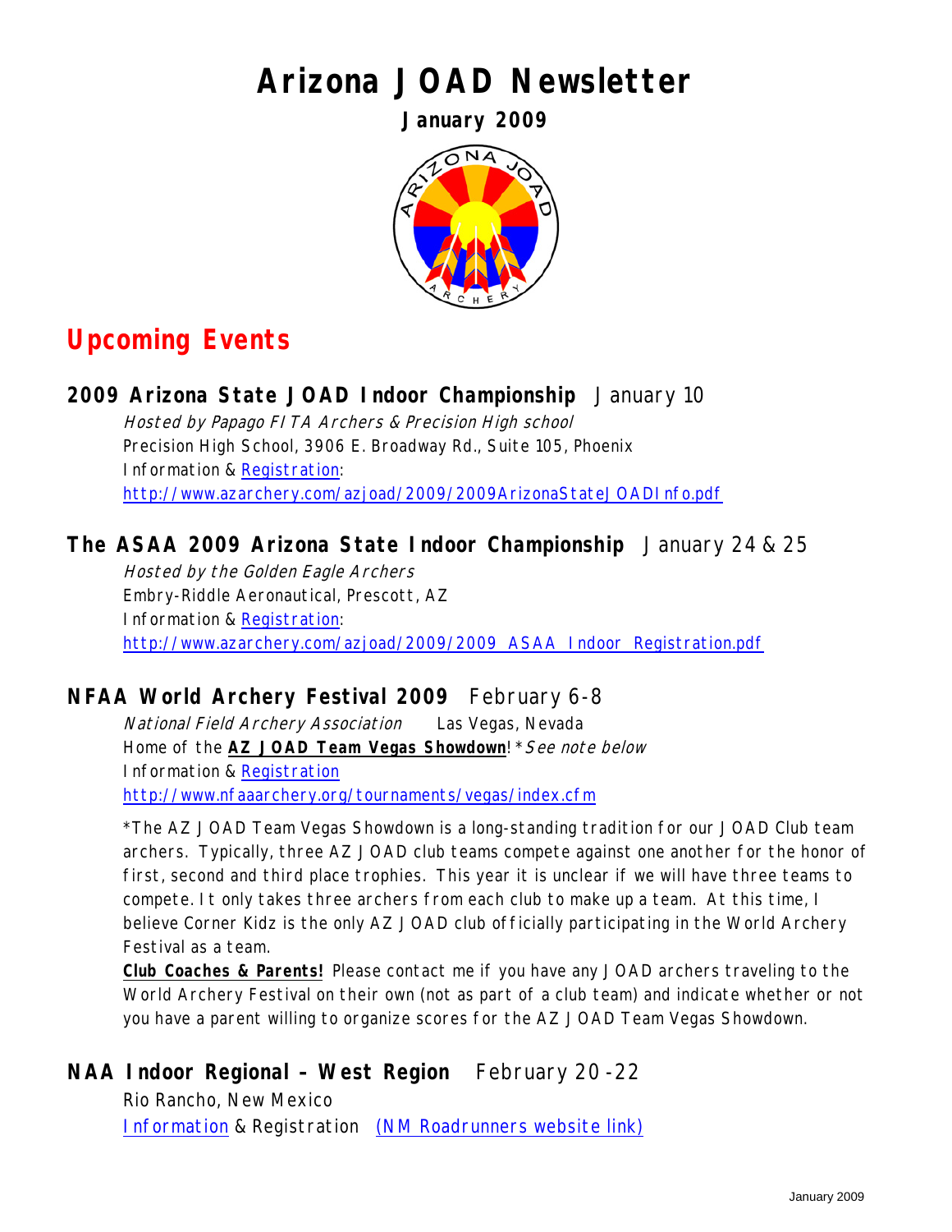# Arizona JOAD Newsletter

**January 2009**

## Upcoming Events

### 2009 Arizona State JOAD Indoor Championship January 10

*Hosted by Papago FITA Archers & Precision High school*
Precision High School, 3906 E. Broadway Rd., Suite 105, Phoenix
Information & Registration:
http://www.azarchery.com/azjoad/2009/2009ArizonaStateJOADInfo.pdf

### The ASAA 2009 Arizona State Indoor Championship January 24 & 25

*Hosted by the Golden Eagle Archers*
Embry-Riddle Aeronautical, Prescott, AZ
Information & Registration:
http://www.azarchery.com/azjoad/2009/2009_ASAA_Indoor_Registration.pdf

### NFAA World Archery Festival 2009 February 6-8

*National Field Archery Association* Las Vegas, Nevada
Home of the **AZ JOAD Team Vegas Showdown**! *\*See note below*
Information & Registration
http://www.nfaaarchery.org/tournaments/vegas/index.cfm

\*The AZ JOAD Team Vegas Showdown is a long-standing tradition for our JOAD Club team archers. Typically, three AZ JOAD club teams compete against one another for the honor of first, second and third place trophies. This year it is unclear if we will have three teams to compete. It only takes three archers from each club to make up a team. At this time, I believe Corner Kidz is the only AZ JOAD club officially participating in the World Archery Festival as a team.

**Club Coaches & Parents!** Please contact me if you have any JOAD archers traveling to the World Archery Festival on their own (not as part of a club team) and indicate whether or not you have a parent willing to organize scores for the AZ JOAD Team Vegas Showdown.

### NAA Indoor Regional – West Region February 20 -22

Rio Rancho, New Mexico
Information & Registration (NM Roadrunners website link)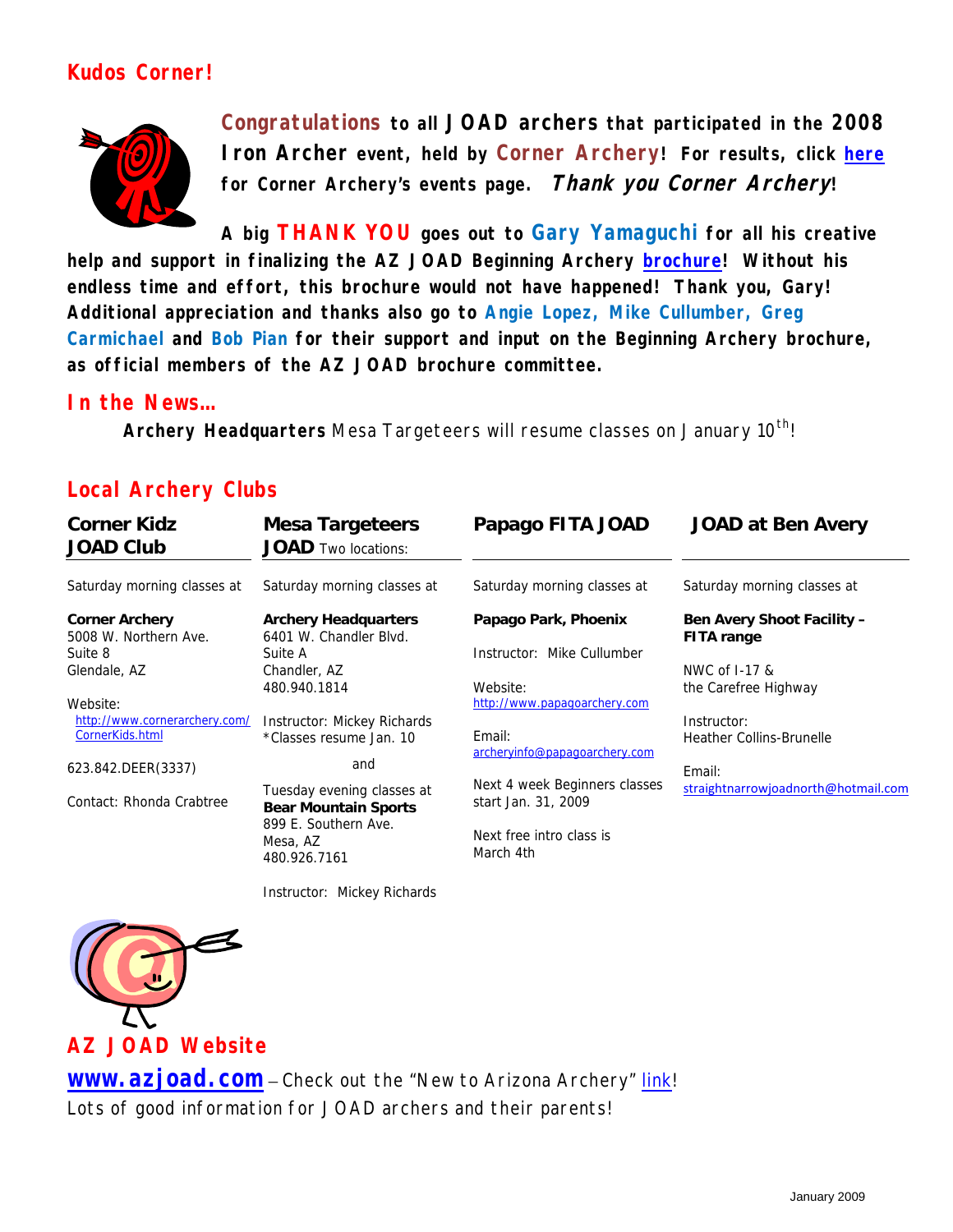## Kudos Corner!

**Congratulations to all JOAD archers that participated in the 2008 Iron Archer event, held by Corner Archery! For results, click here for Corner Archery's events page. *Thank you Corner Archery*!**

**A big THANK YOU goes out to Gary Yamaguchi for all his creative help and support in finalizing the AZ JOAD Beginning Archery brochure! Without his endless time and effort, this brochure would not have happened! Thank you, Gary! Additional appreciation and thanks also go to Angie Lopez, Mike Cullumber, Greg Carmichael and Bob Pian for their support and input on the Beginning Archery brochure, as official members of the AZ JOAD brochure committee.**

## In the News…

**Archery Headquarters** Mesa Targeteers will resume classes on January 10th!

## Local Archery Clubs

| Corner Kidz JOAD Club | Mesa Targeteers JOAD Two locations: | Papago FITA JOAD | JOAD at Ben Avery |
|---|---|---|---|
| Saturday morning classes at | Saturday morning classes at | Saturday morning classes at | Saturday morning classes at |
| **Corner Archery**<br>5008 W. Northern Ave.<br>Suite 8<br>Glendale, AZ | **Archery Headquarters**<br>6401 W. Chandler Blvd.<br>Suite A<br>Chandler, AZ<br>480.940.1814 | **Papago Park, Phoenix** | **Ben Avery Shoot Facility – FITA range** |
| Website:<br>http://www.cornerarchery.com/CornerKids.html | Instructor: Mickey Richards<br>*Classes resume Jan. 10 | Instructor: Mike Cullumber | NWC of I-17 & the Carefree Highway |
| 623.842.DEER(3337) | and | Website:<br>http://www.papagoarchery.com | Instructor:<br>Heather Collins-Brunelle |
| Contact: Rhonda Crabtree | Tuesday evening classes at<br>**Bear Mountain Sports**<br>899 E. Southern Ave.<br>Mesa, AZ<br>480.926.7161 | Email:<br>archeryinfo@papagoarchery.com | Email:<br>straightnarrowjoadnorth@hotmail.com |
| | Instructor: Mickey Richards | Next 4 week Beginners classes start Jan. 31, 2009 | |
| | | Next free intro class is March 4th | |

## AZ JOAD Website

**www.azjoad.com** – Check out the "New to Arizona Archery" link!
Lots of good information for JOAD archers and their parents!

January 2009